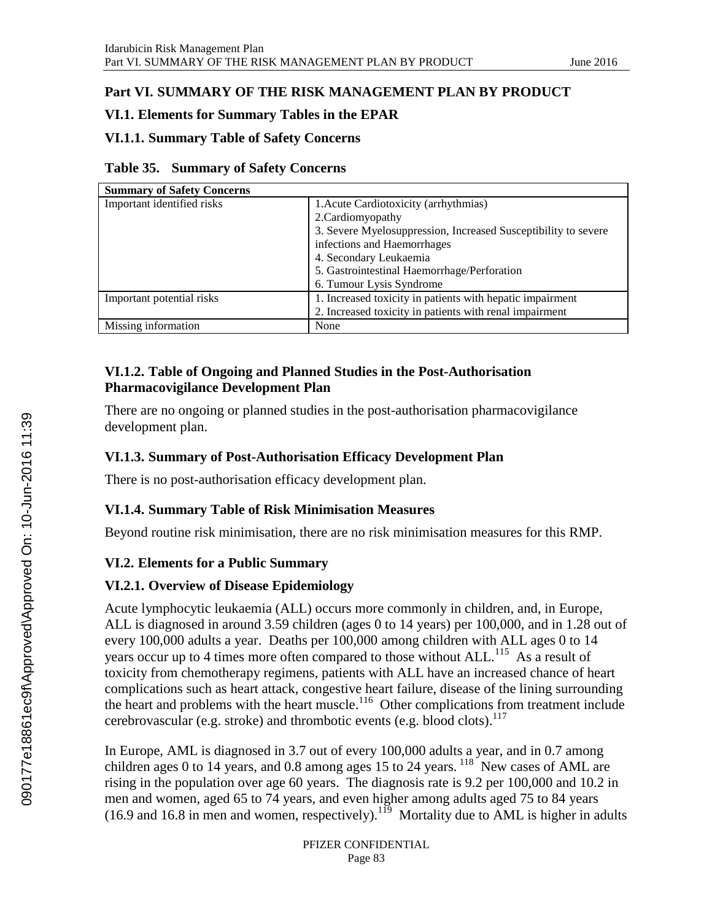# Part VI. SUMMARY OF THE RISK MANAGEMENT PLAN BY PRODUCT

## VI.1. Elements for Summary Tables in the EPAR

### VI.1.1. Summary Table of Safety Concerns

**Table 35. Summary of Safety Concerns**

| Summary of Safety Concerns | |
|---|---|
| Important identified risks | 1.Acute Cardiotoxicity (arrhythmias)<br>2.Cardiomyopathy<br>3. Severe Myelosuppression, Increased Susceptibility to severe infections and Haemorrhages<br>4. Secondary Leukaemia<br>5. Gastrointestinal Haemorrhage/Perforation<br>6. Tumour Lysis Syndrome |
| Important potential risks | 1. Increased toxicity in patients with hepatic impairment<br>2. Increased toxicity in patients with renal impairment |
| Missing information | None |

### VI.1.2. Table of Ongoing and Planned Studies in the Post-Authorisation Pharmacovigilance Development Plan

There are no ongoing or planned studies in the post-authorisation pharmacovigilance development plan.

### VI.1.3. Summary of Post-Authorisation Efficacy Development Plan

There is no post-authorisation efficacy development plan.

### VI.1.4. Summary Table of Risk Minimisation Measures

Beyond routine risk minimisation, there are no risk minimisation measures for this RMP.

## VI.2. Elements for a Public Summary

### VI.2.1. Overview of Disease Epidemiology

Acute lymphocytic leukaemia (ALL) occurs more commonly in children, and, in Europe, ALL is diagnosed in around 3.59 children (ages 0 to 14 years) per 100,000, and in 1.28 out of every 100,000 adults a year. Deaths per 100,000 among children with ALL ages 0 to 14 years occur up to 4 times more often compared to those without ALL.[115] As a result of toxicity from chemotherapy regimens, patients with ALL have an increased chance of heart complications such as heart attack, congestive heart failure, disease of the lining surrounding the heart and problems with the heart muscle.[116] Other complications from treatment include cerebrovascular (e.g. stroke) and thrombotic events (e.g. blood clots).[117]

In Europe, AML is diagnosed in 3.7 out of every 100,000 adults a year, and in 0.7 among children ages 0 to 14 years, and 0.8 among ages 15 to 24 years.[118] New cases of AML are rising in the population over age 60 years. The diagnosis rate is 9.2 per 100,000 and 10.2 in men and women, aged 65 to 74 years, and even higher among adults aged 75 to 84 years (16.9 and 16.8 in men and women, respectively).[119] Mortality due to AML is higher in adults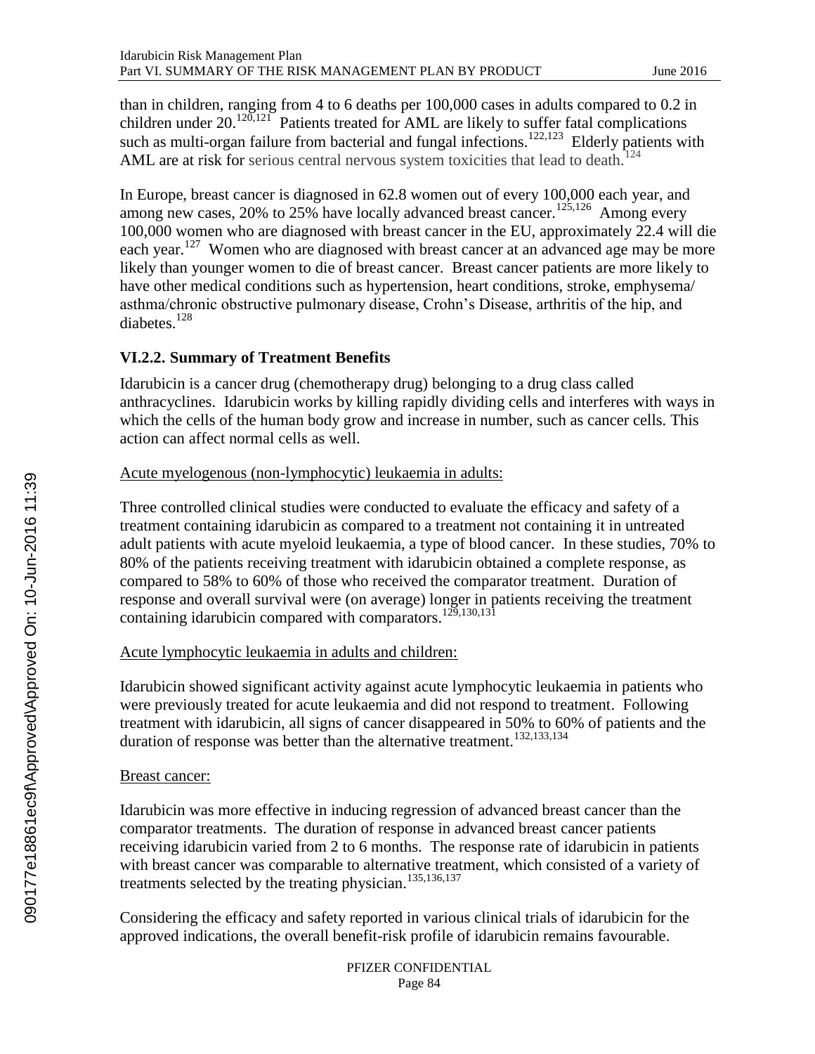than in children, ranging from 4 to 6 deaths per 100,000 cases in adults compared to 0.2 in children under 20.[120,121] Patients treated for AML are likely to suffer fatal complications such as multi-organ failure from bacterial and fungal infections.[122,123] Elderly patients with AML are at risk for serious central nervous system toxicities that lead to death.[124]

In Europe, breast cancer is diagnosed in 62.8 women out of every 100,000 each year, and among new cases, 20% to 25% have locally advanced breast cancer.[125,126] Among every 100,000 women who are diagnosed with breast cancer in the EU, approximately 22.4 will die each year.[127] Women who are diagnosed with breast cancer at an advanced age may be more likely than younger women to die of breast cancer. Breast cancer patients are more likely to have other medical conditions such as hypertension, heart conditions, stroke, emphysema/asthma/chronic obstructive pulmonary disease, Crohn's Disease, arthritis of the hip, and diabetes.[128]

### VI.2.2. Summary of Treatment Benefits

Idarubicin is a cancer drug (chemotherapy drug) belonging to a drug class called anthracyclines. Idarubicin works by killing rapidly dividing cells and interferes with ways in which the cells of the human body grow and increase in number, such as cancer cells. This action can affect normal cells as well.

Acute myelogenous (non-lymphocytic) leukaemia in adults:

Three controlled clinical studies were conducted to evaluate the efficacy and safety of a treatment containing idarubicin as compared to a treatment not containing it in untreated adult patients with acute myeloid leukaemia, a type of blood cancer. In these studies, 70% to 80% of the patients receiving treatment with idarubicin obtained a complete response, as compared to 58% to 60% of those who received the comparator treatment. Duration of response and overall survival were (on average) longer in patients receiving the treatment containing idarubicin compared with comparators.[129,130,131]

Acute lymphocytic leukaemia in adults and children:

Idarubicin showed significant activity against acute lymphocytic leukaemia in patients who were previously treated for acute leukaemia and did not respond to treatment. Following treatment with idarubicin, all signs of cancer disappeared in 50% to 60% of patients and the duration of response was better than the alternative treatment.[132,133,134]

Breast cancer:

Idarubicin was more effective in inducing regression of advanced breast cancer than the comparator treatments. The duration of response in advanced breast cancer patients receiving idarubicin varied from 2 to 6 months. The response rate of idarubicin in patients with breast cancer was comparable to alternative treatment, which consisted of a variety of treatments selected by the treating physician.[135,136,137]

Considering the efficacy and safety reported in various clinical trials of idarubicin for the approved indications, the overall benefit-risk profile of idarubicin remains favourable.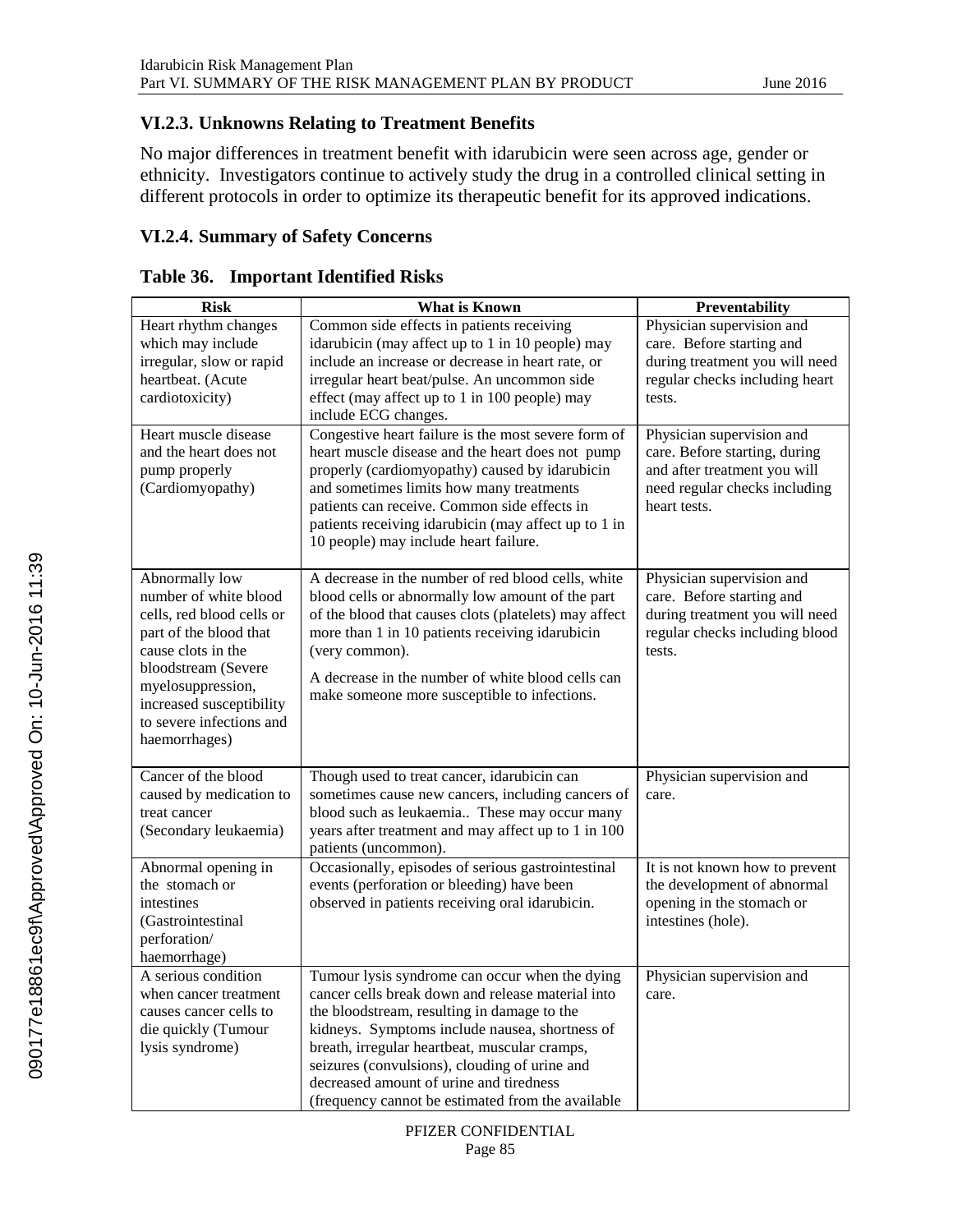### VI.2.3. Unknowns Relating to Treatment Benefits

No major differences in treatment benefit with idarubicin were seen across age, gender or ethnicity. Investigators continue to actively study the drug in a controlled clinical setting in different protocols in order to optimize its therapeutic benefit for its approved indications.

### VI.2.4. Summary of Safety Concerns

**Table 36. Important Identified Risks**

| Risk | What is Known | Preventability |
|---|---|---|
| Heart rhythm changes which may include irregular, slow or rapid heartbeat. (Acute cardiotoxicity) | Common side effects in patients receiving idarubicin (may affect up to 1 in 10 people) may include an increase or decrease in heart rate, or irregular heart beat/pulse. An uncommon side effect (may affect up to 1 in 100 people) may include ECG changes. | Physician supervision and care. Before starting and during treatment you will need regular checks including heart tests. |
| Heart muscle disease and the heart does not pump properly (Cardiomyopathy) | Congestive heart failure is the most severe form of heart muscle disease and the heart does not pump properly (cardiomyopathy) caused by idarubicin and sometimes limits how many treatments patients can receive. Common side effects in patients receiving idarubicin (may affect up to 1 in 10 people) may include heart failure. | Physician supervision and care. Before starting, during and after treatment you will need regular checks including heart tests. |
| Abnormally low number of white blood cells, red blood cells or part of the blood that cause clots in the bloodstream (Severe myelosuppression, increased susceptibility to severe infections and haemorrhages) | A decrease in the number of red blood cells, white blood cells or abnormally low amount of the part of the blood that causes clots (platelets) may affect more than 1 in 10 patients receiving idarubicin (very common).<br><br>A decrease in the number of white blood cells can make someone more susceptible to infections. | Physician supervision and care. Before starting and during treatment you will need regular checks including blood tests. |
| Cancer of the blood caused by medication to treat cancer (Secondary leukaemia) | Though used to treat cancer, idarubicin can sometimes cause new cancers, including cancers of blood such as leukaemia.. These may occur many years after treatment and may affect up to 1 in 100 patients (uncommon). | Physician supervision and care. |
| Abnormal opening in the stomach or intestines (Gastrointestinal perforation/ haemorrhage) | Occasionally, episodes of serious gastrointestinal events (perforation or bleeding) have been observed in patients receiving oral idarubicin. | It is not known how to prevent the development of abnormal opening in the stomach or intestines (hole). |
| A serious condition when cancer treatment causes cancer cells to die quickly (Tumour lysis syndrome) | Tumour lysis syndrome can occur when the dying cancer cells break down and release material into the bloodstream, resulting in damage to the kidneys. Symptoms include nausea, shortness of breath, irregular heartbeat, muscular cramps, seizures (convulsions), clouding of urine and decreased amount of urine and tiredness (frequency cannot be estimated from the available | Physician supervision and care. |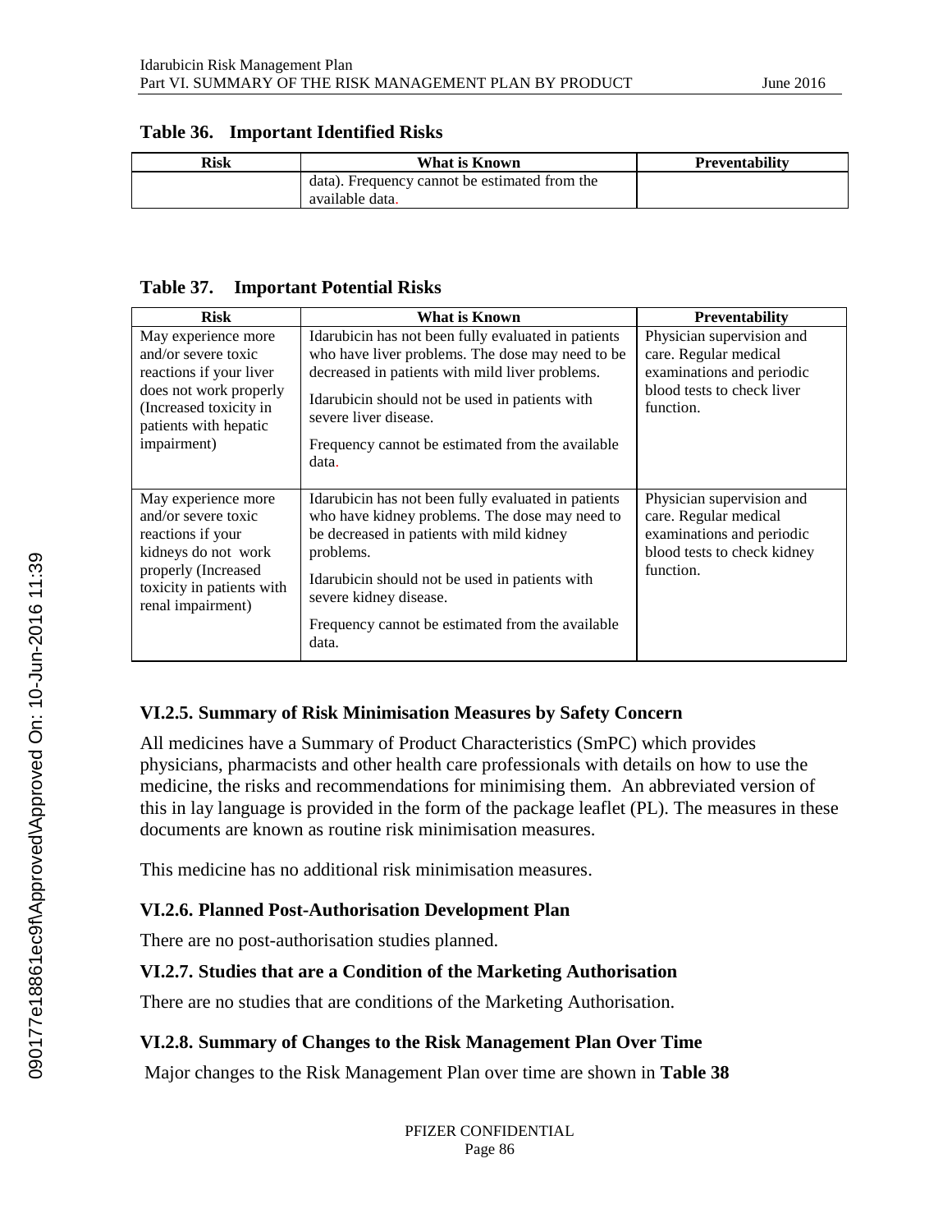**Table 36. Important Identified Risks**

| Risk | What is Known | Preventability |
|---|---|---|
| | data). Frequency cannot be estimated from the available data. | |

**Table 37. Important Potential Risks**

| Risk | What is Known | Preventability |
|---|---|---|
| May experience more and/or severe toxic reactions if your liver does not work properly (Increased toxicity in patients with hepatic impairment) | Idarubicin has not been fully evaluated in patients who have liver problems. The dose may need to be decreased in patients with mild liver problems.<br><br>Idarubicin should not be used in patients with severe liver disease.<br><br>Frequency cannot be estimated from the available data. | Physician supervision and care. Regular medical examinations and periodic blood tests to check liver function. |
| May experience more and/or severe toxic reactions if your kidneys do not work properly (Increased toxicity in patients with renal impairment) | Idarubicin has not been fully evaluated in patients who have kidney problems. The dose may need to be decreased in patients with mild kidney problems.<br><br>Idarubicin should not be used in patients with severe kidney disease.<br><br>Frequency cannot be estimated from the available data. | Physician supervision and care. Regular medical examinations and periodic blood tests to check kidney function. |

### VI.2.5. Summary of Risk Minimisation Measures by Safety Concern

All medicines have a Summary of Product Characteristics (SmPC) which provides physicians, pharmacists and other health care professionals with details on how to use the medicine, the risks and recommendations for minimising them. An abbreviated version of this in lay language is provided in the form of the package leaflet (PL). The measures in these documents are known as routine risk minimisation measures.

This medicine has no additional risk minimisation measures.

### VI.2.6. Planned Post-Authorisation Development Plan

There are no post-authorisation studies planned.

### VI.2.7. Studies that are a Condition of the Marketing Authorisation

There are no studies that are conditions of the Marketing Authorisation.

### VI.2.8. Summary of Changes to the Risk Management Plan Over Time

Major changes to the Risk Management Plan over time are shown in **Table 38**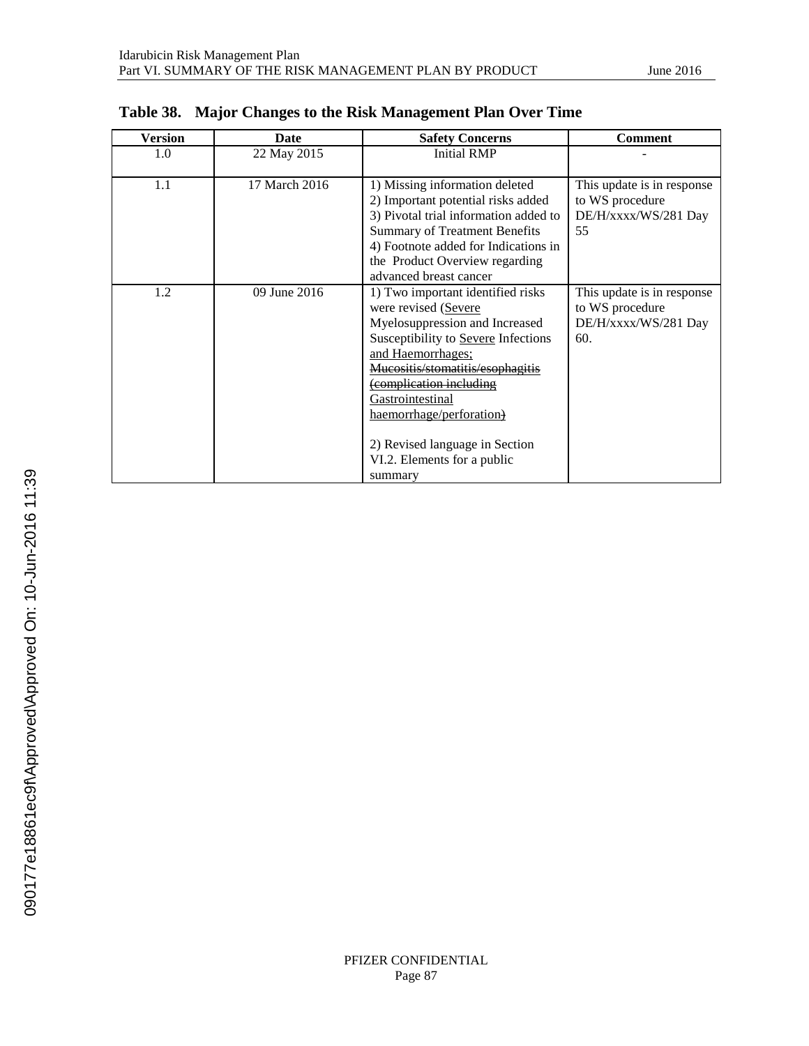**Table 38. Major Changes to the Risk Management Plan Over Time**

| Version | Date | Safety Concerns | Comment |
|---|---|---|---|
| 1.0 | 22 May 2015 | Initial RMP | - |
| 1.1 | 17 March 2016 | 1) Missing information deleted<br>2) Important potential risks added<br>3) Pivotal trial information added to Summary of Treatment Benefits<br>4) Footnote added for Indications in the Product Overview regarding advanced breast cancer | This update is in response to WS procedure DE/H/xxxx/WS/281 Day 55 |
| 1.2 | 09 June 2016 | 1) Two important identified risks were revised (<u>Severe</u> Myelosuppression and Increased Susceptibility to <u>Severe</u> Infections <u>and Haemorrhages;</u> ~~Mucositis/stomatitis/esophagitis (complication including~~ <u>Gastrointestinal haemorrhage/perforation</u>~~)~~<br><br>2) Revised language in Section VI.2. Elements for a public summary | This update is in response to WS procedure DE/H/xxxx/WS/281 Day 60. |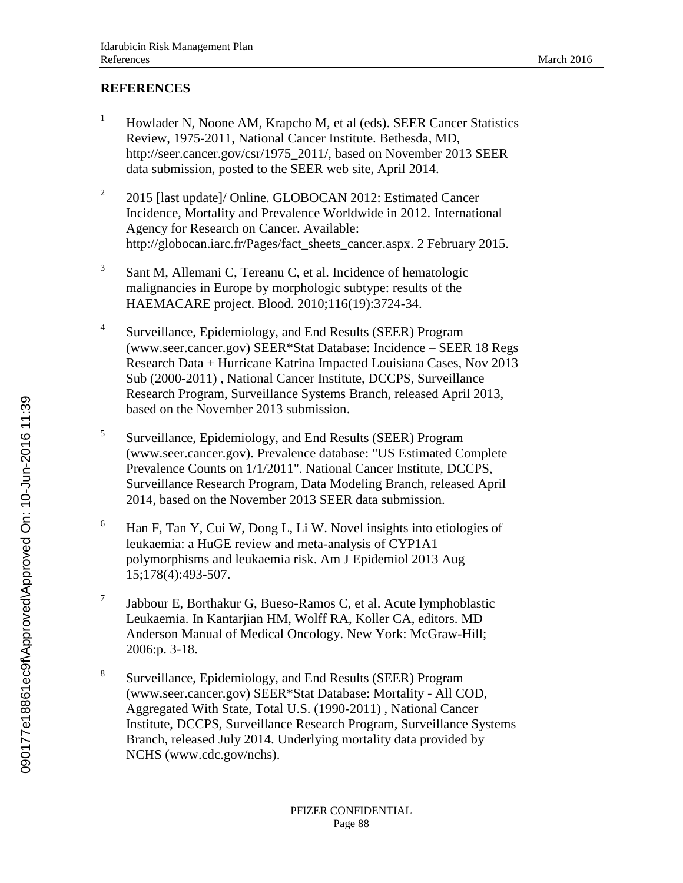## REFERENCES

1. Howlader N, Noone AM, Krapcho M, et al (eds). SEER Cancer Statistics Review, 1975-2011, National Cancer Institute. Bethesda, MD, http://seer.cancer.gov/csr/1975_2011/, based on November 2013 SEER data submission, posted to the SEER web site, April 2014.

2. 2015 [last update]/ Online. GLOBOCAN 2012: Estimated Cancer Incidence, Mortality and Prevalence Worldwide in 2012. International Agency for Research on Cancer. Available: http://globocan.iarc.fr/Pages/fact_sheets_cancer.aspx. 2 February 2015.

3. Sant M, Allemani C, Tereanu C, et al. Incidence of hematologic malignancies in Europe by morphologic subtype: results of the HAEMACARE project. Blood. 2010;116(19):3724-34.

4. Surveillance, Epidemiology, and End Results (SEER) Program (www.seer.cancer.gov) SEER*Stat Database: Incidence – SEER 18 Regs Research Data + Hurricane Katrina Impacted Louisiana Cases, Nov 2013 Sub (2000-2011) , National Cancer Institute, DCCPS, Surveillance Research Program, Surveillance Systems Branch, released April 2013, based on the November 2013 submission.

5. Surveillance, Epidemiology, and End Results (SEER) Program (www.seer.cancer.gov). Prevalence database: "US Estimated Complete Prevalence Counts on 1/1/2011". National Cancer Institute, DCCPS, Surveillance Research Program, Data Modeling Branch, released April 2014, based on the November 2013 SEER data submission.

6. Han F, Tan Y, Cui W, Dong L, Li W. Novel insights into etiologies of leukaemia: a HuGE review and meta-analysis of CYP1A1 polymorphisms and leukaemia risk. Am J Epidemiol 2013 Aug 15;178(4):493-507.

7. Jabbour E, Borthakur G, Bueso-Ramos C, et al. Acute lymphoblastic Leukaemia. In Kantarjian HM, Wolff RA, Koller CA, editors. MD Anderson Manual of Medical Oncology. New York: McGraw-Hill; 2006:p. 3-18.

8. Surveillance, Epidemiology, and End Results (SEER) Program (www.seer.cancer.gov) SEER*Stat Database: Mortality - All COD, Aggregated With State, Total U.S. (1990-2011) , National Cancer Institute, DCCPS, Surveillance Research Program, Surveillance Systems Branch, released July 2014. Underlying mortality data provided by NCHS (www.cdc.gov/nchs).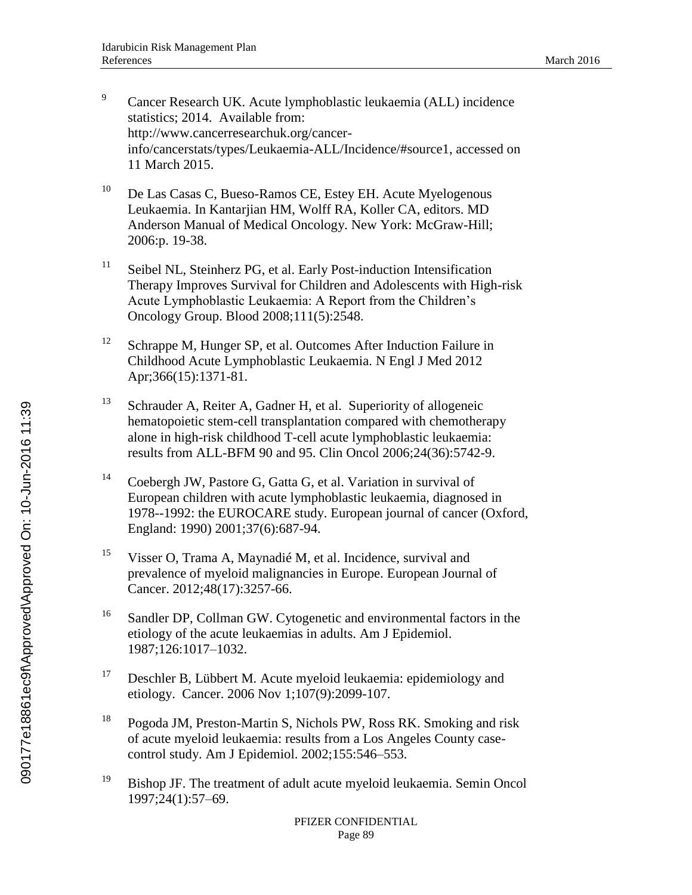9. Cancer Research UK. Acute lymphoblastic leukaemia (ALL) incidence statistics; 2014. Available from: http://www.cancerresearchuk.org/cancer-info/cancerstats/types/Leukaemia-ALL/Incidence/#source1, accessed on 11 March 2015.

10. De Las Casas C, Bueso-Ramos CE, Estey EH. Acute Myelogenous Leukaemia. In Kantarjian HM, Wolff RA, Koller CA, editors. MD Anderson Manual of Medical Oncology. New York: McGraw-Hill; 2006:p. 19-38.

11. Seibel NL, Steinherz PG, et al. Early Post-induction Intensification Therapy Improves Survival for Children and Adolescents with High-risk Acute Lymphoblastic Leukaemia: A Report from the Children's Oncology Group. Blood 2008;111(5):2548.

12. Schrappe M, Hunger SP, et al. Outcomes After Induction Failure in Childhood Acute Lymphoblastic Leukaemia. N Engl J Med 2012 Apr;366(15):1371-81.

13. Schrauder A, Reiter A, Gadner H, et al. Superiority of allogeneic hematopoietic stem-cell transplantation compared with chemotherapy alone in high-risk childhood T-cell acute lymphoblastic leukaemia: results from ALL-BFM 90 and 95. Clin Oncol 2006;24(36):5742-9.

14. Coebergh JW, Pastore G, Gatta G, et al. Variation in survival of European children with acute lymphoblastic leukaemia, diagnosed in 1978--1992: the EUROCARE study. European journal of cancer (Oxford, England: 1990) 2001;37(6):687-94.

15. Visser O, Trama A, Maynadié M, et al. Incidence, survival and prevalence of myeloid malignancies in Europe. European Journal of Cancer. 2012;48(17):3257-66.

16. Sandler DP, Collman GW. Cytogenetic and environmental factors in the etiology of the acute leukaemias in adults. Am J Epidemiol. 1987;126:1017–1032.

17. Deschler B, Lübbert M. Acute myeloid leukaemia: epidemiology and etiology. Cancer. 2006 Nov 1;107(9):2099-107.

18. Pogoda JM, Preston-Martin S, Nichols PW, Ross RK. Smoking and risk of acute myeloid leukaemia: results from a Los Angeles County case-control study. Am J Epidemiol. 2002;155:546–553.

19. Bishop JF. The treatment of adult acute myeloid leukaemia. Semin Oncol 1997;24(1):57–69.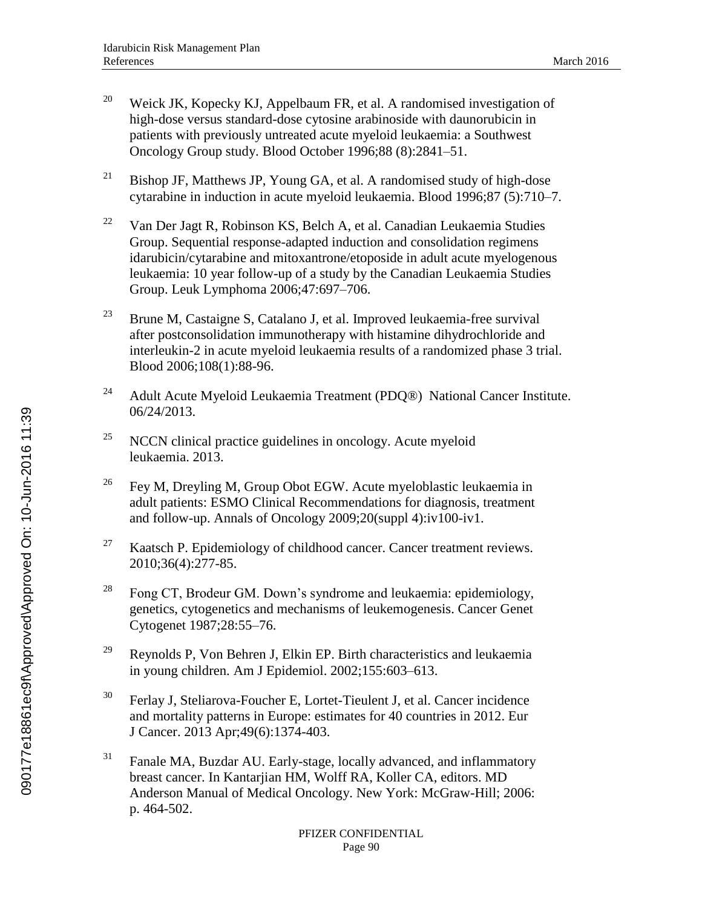[20] Weick JK, Kopecky KJ, Appelbaum FR, et al. A randomised investigation of high-dose versus standard-dose cytosine arabinoside with daunorubicin in patients with previously untreated acute myeloid leukaemia: a Southwest Oncology Group study. Blood October 1996;88 (8):2841–51.

[21] Bishop JF, Matthews JP, Young GA, et al. A randomised study of high-dose cytarabine in induction in acute myeloid leukaemia. Blood 1996;87 (5):710–7.

[22] Van Der Jagt R, Robinson KS, Belch A, et al. Canadian Leukaemia Studies Group. Sequential response-adapted induction and consolidation regimens idarubicin/cytarabine and mitoxantrone/etoposide in adult acute myelogenous leukaemia: 10 year follow-up of a study by the Canadian Leukaemia Studies Group. Leuk Lymphoma 2006;47:697–706.

[23] Brune M, Castaigne S, Catalano J, et al. Improved leukaemia-free survival after postconsolidation immunotherapy with histamine dihydrochloride and interleukin-2 in acute myeloid leukaemia results of a randomized phase 3 trial. Blood 2006;108(1):88-96.

[24] Adult Acute Myeloid Leukaemia Treatment (PDQ®) National Cancer Institute. 06/24/2013.

[25] NCCN clinical practice guidelines in oncology. Acute myeloid leukaemia. 2013.

[26] Fey M, Dreyling M, Group Obot EGW. Acute myeloblastic leukaemia in adult patients: ESMO Clinical Recommendations for diagnosis, treatment and follow-up. Annals of Oncology 2009;20(suppl 4):iv100-iv1.

[27] Kaatsch P. Epidemiology of childhood cancer. Cancer treatment reviews. 2010;36(4):277-85.

[28] Fong CT, Brodeur GM. Down's syndrome and leukaemia: epidemiology, genetics, cytogenetics and mechanisms of leukemogenesis. Cancer Genet Cytogenet 1987;28:55–76.

[29] Reynolds P, Von Behren J, Elkin EP. Birth characteristics and leukaemia in young children. Am J Epidemiol. 2002;155:603–613.

[30] Ferlay J, Steliarova-Foucher E, Lortet-Tieulent J, et al. Cancer incidence and mortality patterns in Europe: estimates for 40 countries in 2012. Eur J Cancer. 2013 Apr;49(6):1374-403.

[31] Fanale MA, Buzdar AU. Early-stage, locally advanced, and inflammatory breast cancer. In Kantarjian HM, Wolff RA, Koller CA, editors. MD Anderson Manual of Medical Oncology. New York: McGraw-Hill; 2006: p. 464-502.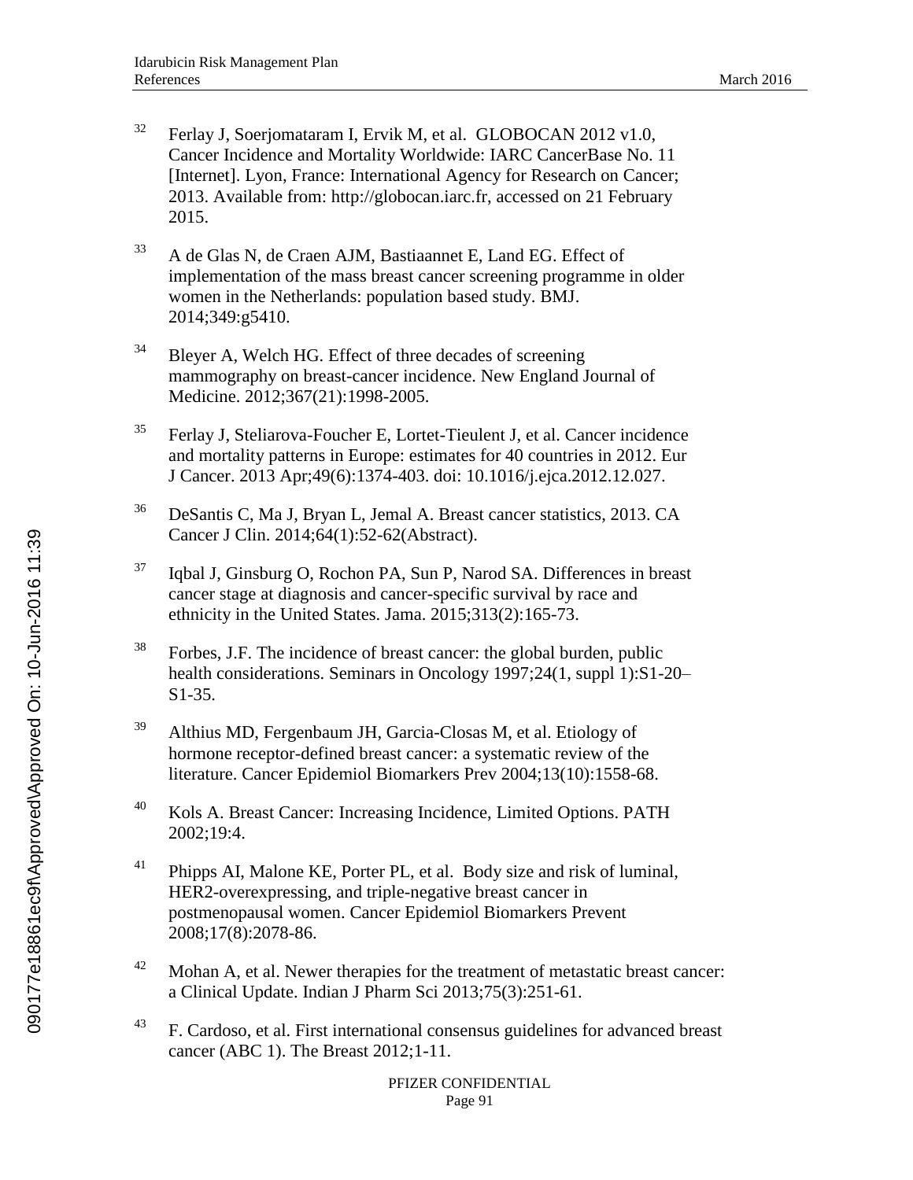32. Ferlay J, Soerjomataram I, Ervik M, et al. GLOBOCAN 2012 v1.0, Cancer Incidence and Mortality Worldwide: IARC CancerBase No. 11 [Internet]. Lyon, France: International Agency for Research on Cancer; 2013. Available from: http://globocan.iarc.fr, accessed on 21 February 2015.

33. A de Glas N, de Craen AJM, Bastiaannet E, Land EG. Effect of implementation of the mass breast cancer screening programme in older women in the Netherlands: population based study. BMJ. 2014;349:g5410.

34. Bleyer A, Welch HG. Effect of three decades of screening mammography on breast-cancer incidence. New England Journal of Medicine. 2012;367(21):1998-2005.

35. Ferlay J, Steliarova-Foucher E, Lortet-Tieulent J, et al. Cancer incidence and mortality patterns in Europe: estimates for 40 countries in 2012. Eur J Cancer. 2013 Apr;49(6):1374-403. doi: 10.1016/j.ejca.2012.12.027.

36. DeSantis C, Ma J, Bryan L, Jemal A. Breast cancer statistics, 2013. CA Cancer J Clin. 2014;64(1):52-62(Abstract).

37. Iqbal J, Ginsburg O, Rochon PA, Sun P, Narod SA. Differences in breast cancer stage at diagnosis and cancer-specific survival by race and ethnicity in the United States. Jama. 2015;313(2):165-73.

38. Forbes, J.F. The incidence of breast cancer: the global burden, public health considerations. Seminars in Oncology 1997;24(1, suppl 1):S1-20–S1-35.

39. Althius MD, Fergenbaum JH, Garcia-Closas M, et al. Etiology of hormone receptor-defined breast cancer: a systematic review of the literature. Cancer Epidemiol Biomarkers Prev 2004;13(10):1558-68.

40. Kols A. Breast Cancer: Increasing Incidence, Limited Options. PATH 2002;19:4.

41. Phipps AI, Malone KE, Porter PL, et al. Body size and risk of luminal, HER2-overexpressing, and triple-negative breast cancer in postmenopausal women. Cancer Epidemiol Biomarkers Prevent 2008;17(8):2078-86.

42. Mohan A, et al. Newer therapies for the treatment of metastatic breast cancer: a Clinical Update. Indian J Pharm Sci 2013;75(3):251-61.

43. F. Cardoso, et al. First international consensus guidelines for advanced breast cancer (ABC 1). The Breast 2012;1-11.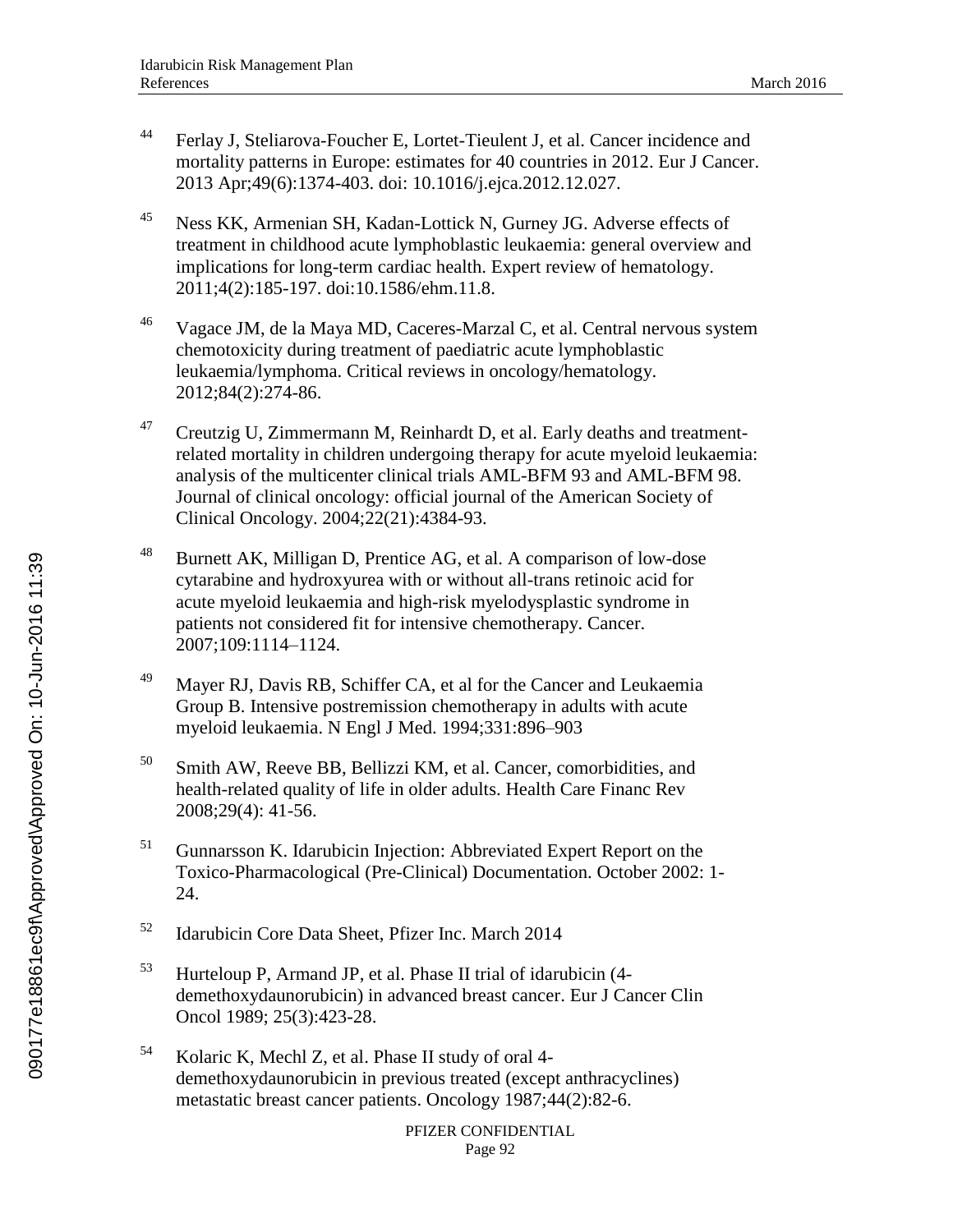44. Ferlay J, Steliarova-Foucher E, Lortet-Tieulent J, et al. Cancer incidence and mortality patterns in Europe: estimates for 40 countries in 2012. Eur J Cancer. 2013 Apr;49(6):1374-403. doi: 10.1016/j.ejca.2012.12.027.

45. Ness KK, Armenian SH, Kadan-Lottick N, Gurney JG. Adverse effects of treatment in childhood acute lymphoblastic leukaemia: general overview and implications for long-term cardiac health. Expert review of hematology. 2011;4(2):185-197. doi:10.1586/ehm.11.8.

46. Vagace JM, de la Maya MD, Caceres-Marzal C, et al. Central nervous system chemotoxicity during treatment of paediatric acute lymphoblastic leukaemia/lymphoma. Critical reviews in oncology/hematology. 2012;84(2):274-86.

47. Creutzig U, Zimmermann M, Reinhardt D, et al. Early deaths and treatment-related mortality in children undergoing therapy for acute myeloid leukaemia: analysis of the multicenter clinical trials AML-BFM 93 and AML-BFM 98. Journal of clinical oncology: official journal of the American Society of Clinical Oncology. 2004;22(21):4384-93.

48. Burnett AK, Milligan D, Prentice AG, et al. A comparison of low-dose cytarabine and hydroxyurea with or without all-trans retinoic acid for acute myeloid leukaemia and high-risk myelodysplastic syndrome in patients not considered fit for intensive chemotherapy. Cancer. 2007;109:1114–1124.

49. Mayer RJ, Davis RB, Schiffer CA, et al for the Cancer and Leukaemia Group B. Intensive postremission chemotherapy in adults with acute myeloid leukaemia. N Engl J Med. 1994;331:896–903

50. Smith AW, Reeve BB, Bellizzi KM, et al. Cancer, comorbidities, and health-related quality of life in older adults. Health Care Financ Rev 2008;29(4): 41-56.

51. Gunnarsson K. Idarubicin Injection: Abbreviated Expert Report on the Toxico-Pharmacological (Pre-Clinical) Documentation. October 2002: 1-24.

52. Idarubicin Core Data Sheet, Pfizer Inc. March 2014

53. Hurteloup P, Armand JP, et al. Phase II trial of idarubicin (4-demethoxydaunorubicin) in advanced breast cancer. Eur J Cancer Clin Oncol 1989; 25(3):423-28.

54. Kolaric K, Mechl Z, et al. Phase II study of oral 4-demethoxydaunorubicin in previous treated (except anthracyclines) metastatic breast cancer patients. Oncology 1987;44(2):82-6.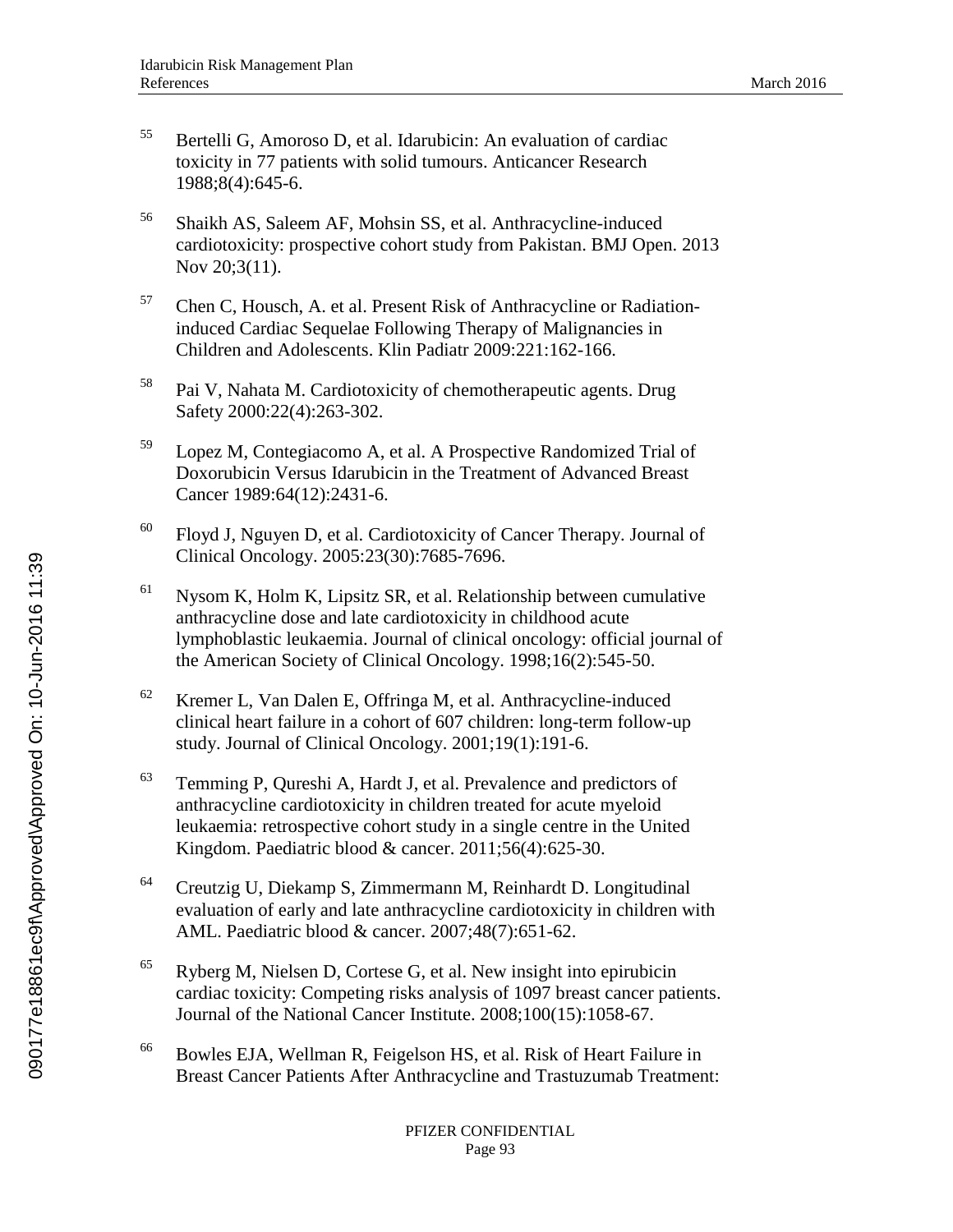[55] Bertelli G, Amoroso D, et al. Idarubicin: An evaluation of cardiac toxicity in 77 patients with solid tumours. Anticancer Research 1988;8(4):645-6.

[56] Shaikh AS, Saleem AF, Mohsin SS, et al. Anthracycline-induced cardiotoxicity: prospective cohort study from Pakistan. BMJ Open. 2013 Nov 20;3(11).

[57] Chen C, Housch, A. et al. Present Risk of Anthracycline or Radiation-induced Cardiac Sequelae Following Therapy of Malignancies in Children and Adolescents. Klin Padiatr 2009:221:162-166.

[58] Pai V, Nahata M. Cardiotoxicity of chemotherapeutic agents. Drug Safety 2000:22(4):263-302.

[59] Lopez M, Contegiacomo A, et al. A Prospective Randomized Trial of Doxorubicin Versus Idarubicin in the Treatment of Advanced Breast Cancer 1989:64(12):2431-6.

[60] Floyd J, Nguyen D, et al. Cardiotoxicity of Cancer Therapy. Journal of Clinical Oncology. 2005:23(30):7685-7696.

[61] Nysom K, Holm K, Lipsitz SR, et al. Relationship between cumulative anthracycline dose and late cardiotoxicity in childhood acute lymphoblastic leukaemia. Journal of clinical oncology: official journal of the American Society of Clinical Oncology. 1998;16(2):545-50.

[62] Kremer L, Van Dalen E, Offringa M, et al. Anthracycline-induced clinical heart failure in a cohort of 607 children: long-term follow-up study. Journal of Clinical Oncology. 2001;19(1):191-6.

[63] Temming P, Qureshi A, Hardt J, et al. Prevalence and predictors of anthracycline cardiotoxicity in children treated for acute myeloid leukaemia: retrospective cohort study in a single centre in the United Kingdom. Paediatric blood & cancer. 2011;56(4):625-30.

[64] Creutzig U, Diekamp S, Zimmermann M, Reinhardt D. Longitudinal evaluation of early and late anthracycline cardiotoxicity in children with AML. Paediatric blood & cancer. 2007;48(7):651-62.

[65] Ryberg M, Nielsen D, Cortese G, et al. New insight into epirubicin cardiac toxicity: Competing risks analysis of 1097 breast cancer patients. Journal of the National Cancer Institute. 2008;100(15):1058-67.

[66] Bowles EJA, Wellman R, Feigelson HS, et al. Risk of Heart Failure in Breast Cancer Patients After Anthracycline and Trastuzumab Treatment: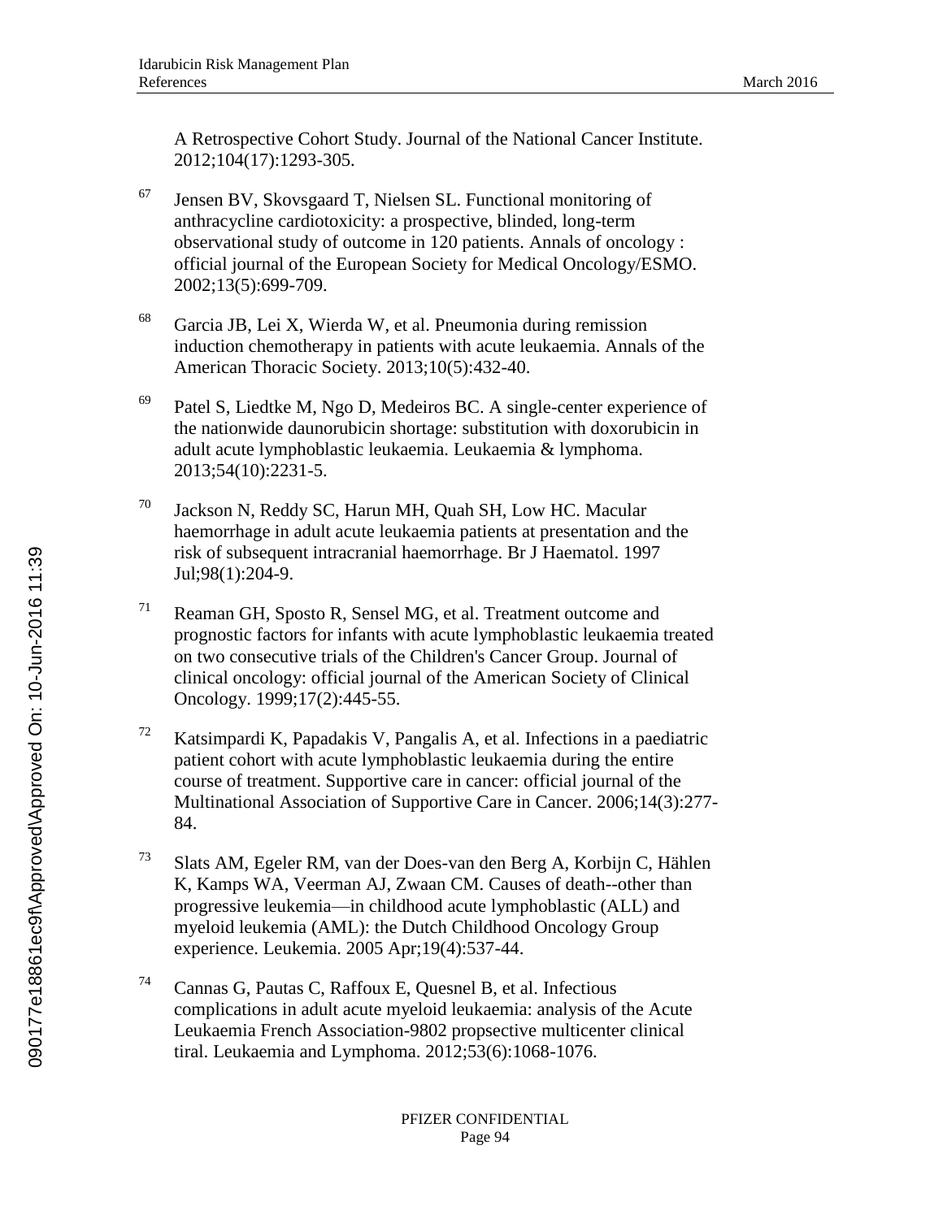A Retrospective Cohort Study. Journal of the National Cancer Institute. 2012;104(17):1293-305.

[67] Jensen BV, Skovsgaard T, Nielsen SL. Functional monitoring of anthracycline cardiotoxicity: a prospective, blinded, long-term observational study of outcome in 120 patients. Annals of oncology : official journal of the European Society for Medical Oncology/ESMO. 2002;13(5):699-709.

[68] Garcia JB, Lei X, Wierda W, et al. Pneumonia during remission induction chemotherapy in patients with acute leukaemia. Annals of the American Thoracic Society. 2013;10(5):432-40.

[69] Patel S, Liedtke M, Ngo D, Medeiros BC. A single-center experience of the nationwide daunorubicin shortage: substitution with doxorubicin in adult acute lymphoblastic leukaemia. Leukaemia & lymphoma. 2013;54(10):2231-5.

[70] Jackson N, Reddy SC, Harun MH, Quah SH, Low HC. Macular haemorrhage in adult acute leukaemia patients at presentation and the risk of subsequent intracranial haemorrhage. Br J Haematol. 1997 Jul;98(1):204-9.

[71] Reaman GH, Sposto R, Sensel MG, et al. Treatment outcome and prognostic factors for infants with acute lymphoblastic leukaemia treated on two consecutive trials of the Children's Cancer Group. Journal of clinical oncology: official journal of the American Society of Clinical Oncology. 1999;17(2):445-55.

[72] Katsimpardi K, Papadakis V, Pangalis A, et al. Infections in a paediatric patient cohort with acute lymphoblastic leukaemia during the entire course of treatment. Supportive care in cancer: official journal of the Multinational Association of Supportive Care in Cancer. 2006;14(3):277-84.

[73] Slats AM, Egeler RM, van der Does-van den Berg A, Korbijn C, Hählen K, Kamps WA, Veerman AJ, Zwaan CM. Causes of death--other than progressive leukemia—in childhood acute lymphoblastic (ALL) and myeloid leukemia (AML): the Dutch Childhood Oncology Group experience. Leukemia. 2005 Apr;19(4):537-44.

[74] Cannas G, Pautas C, Raffoux E, Quesnel B, et al. Infectious complications in adult acute myeloid leukaemia: analysis of the Acute Leukaemia French Association-9802 propsective multicenter clinical tiral. Leukaemia and Lymphoma. 2012;53(6):1068-1076.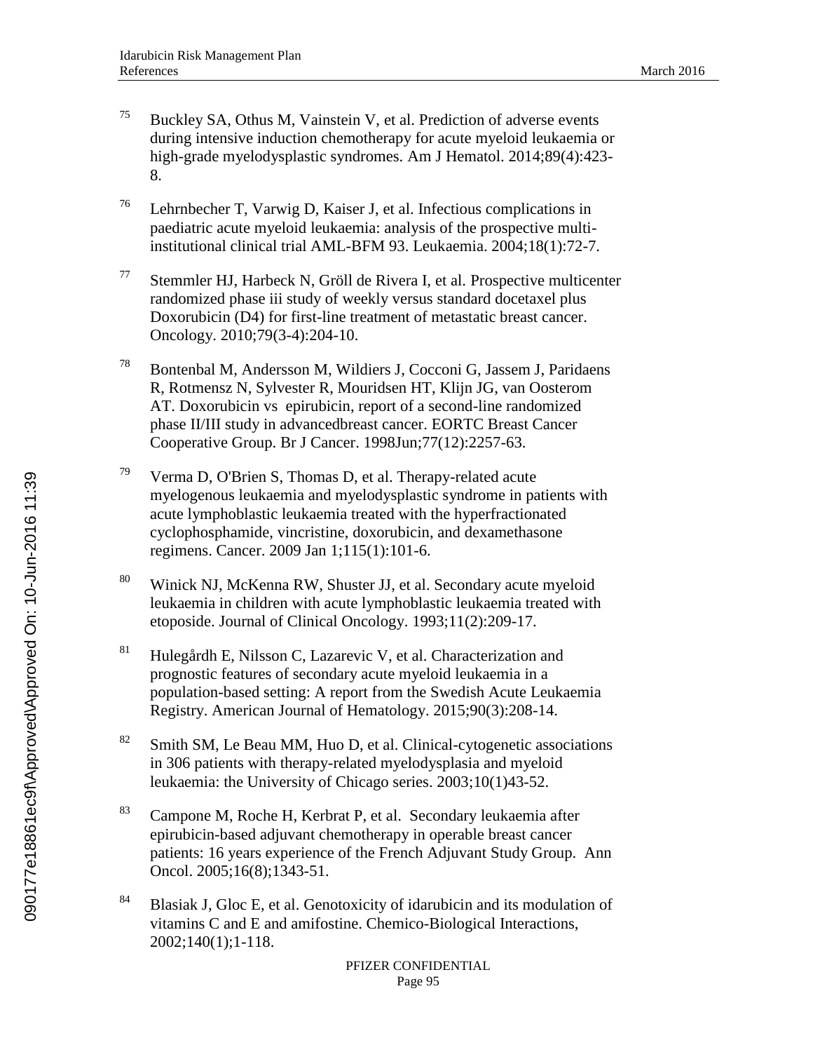[75] Buckley SA, Othus M, Vainstein V, et al. Prediction of adverse events during intensive induction chemotherapy for acute myeloid leukaemia or high-grade myelodysplastic syndromes. Am J Hematol. 2014;89(4):423-8.

[76] Lehrnbecher T, Varwig D, Kaiser J, et al. Infectious complications in paediatric acute myeloid leukaemia: analysis of the prospective multi-institutional clinical trial AML-BFM 93. Leukaemia. 2004;18(1):72-7.

[77] Stemmler HJ, Harbeck N, Gröll de Rivera I, et al. Prospective multicenter randomized phase iii study of weekly versus standard docetaxel plus Doxorubicin (D4) for first-line treatment of metastatic breast cancer. Oncology. 2010;79(3-4):204-10.

[78] Bontenbal M, Andersson M, Wildiers J, Cocconi G, Jassem J, Paridaens R, Rotmensz N, Sylvester R, Mouridsen HT, Klijn JG, van Oosterom AT. Doxorubicin vs epirubicin, report of a second-line randomized phase II/III study in advancedbreast cancer. EORTC Breast Cancer Cooperative Group. Br J Cancer. 1998Jun;77(12):2257-63.

[79] Verma D, O'Brien S, Thomas D, et al. Therapy-related acute myelogenous leukaemia and myelodysplastic syndrome in patients with acute lymphoblastic leukaemia treated with the hyperfractionated cyclophosphamide, vincristine, doxorubicin, and dexamethasone regimens. Cancer. 2009 Jan 1;115(1):101-6.

[80] Winick NJ, McKenna RW, Shuster JJ, et al. Secondary acute myeloid leukaemia in children with acute lymphoblastic leukaemia treated with etoposide. Journal of Clinical Oncology. 1993;11(2):209-17.

[81] Hulegårdh E, Nilsson C, Lazarevic V, et al. Characterization and prognostic features of secondary acute myeloid leukaemia in a population-based setting: A report from the Swedish Acute Leukaemia Registry. American Journal of Hematology. 2015;90(3):208-14.

[82] Smith SM, Le Beau MM, Huo D, et al. Clinical-cytogenetic associations in 306 patients with therapy-related myelodysplasia and myeloid leukaemia: the University of Chicago series. 2003;10(1)43-52.

[83] Campone M, Roche H, Kerbrat P, et al. Secondary leukaemia after epirubicin-based adjuvant chemotherapy in operable breast cancer patients: 16 years experience of the French Adjuvant Study Group. Ann Oncol. 2005;16(8);1343-51.

[84] Blasiak J, Gloc E, et al. Genotoxicity of idarubicin and its modulation of vitamins C and E and amifostine. Chemico-Biological Interactions, 2002;140(1);1-118.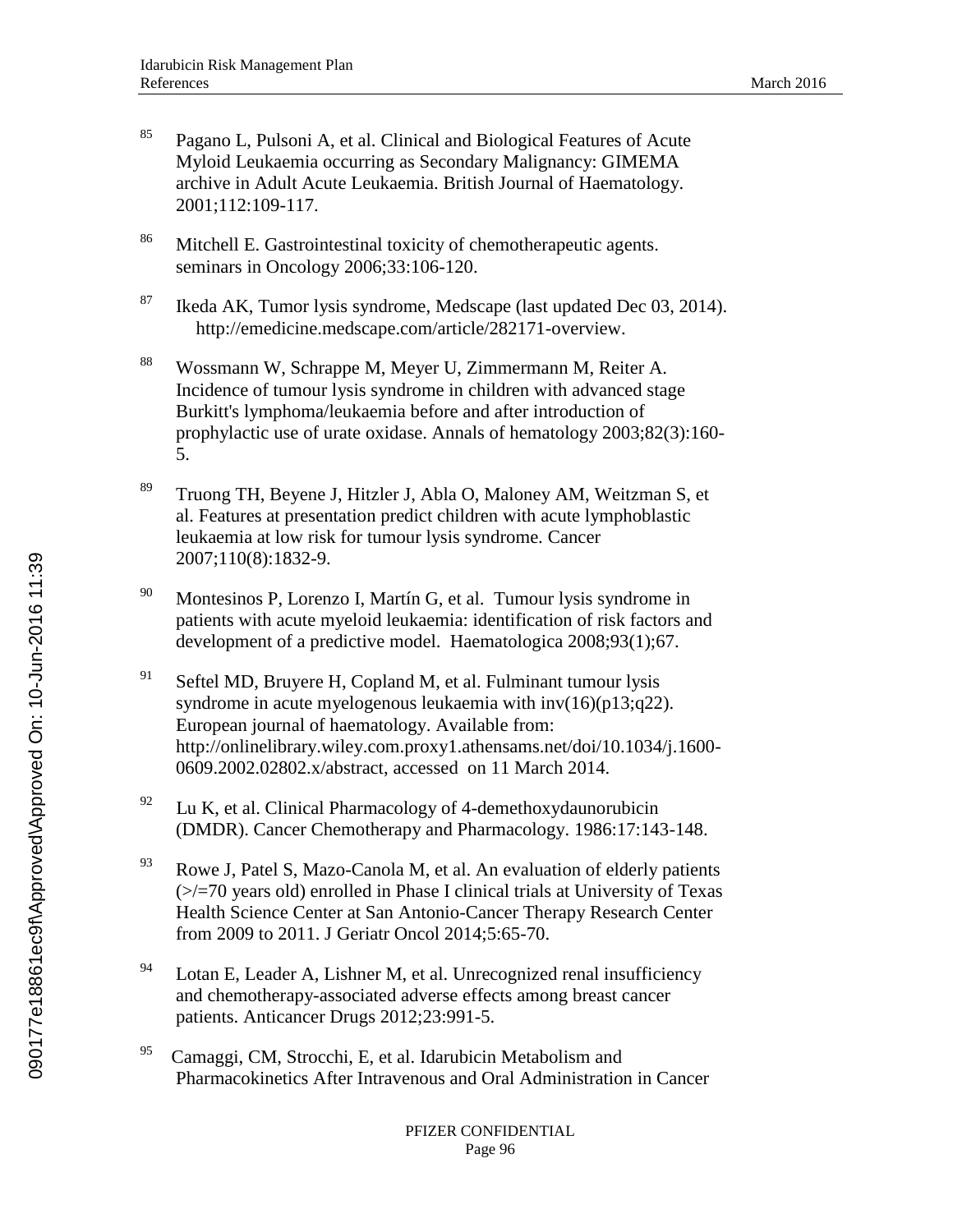[85] Pagano L, Pulsoni A, et al. Clinical and Biological Features of Acute Myloid Leukaemia occurring as Secondary Malignancy: GIMEMA archive in Adult Acute Leukaemia. British Journal of Haematology. 2001;112:109-117.

[86] Mitchell E. Gastrointestinal toxicity of chemotherapeutic agents. seminars in Oncology 2006;33:106-120.

[87] Ikeda AK, Tumor lysis syndrome, Medscape (last updated Dec 03, 2014). http://emedicine.medscape.com/article/282171-overview.

[88] Wossmann W, Schrappe M, Meyer U, Zimmermann M, Reiter A. Incidence of tumour lysis syndrome in children with advanced stage Burkitt's lymphoma/leukaemia before and after introduction of prophylactic use of urate oxidase. Annals of hematology 2003;82(3):160-5.

[89] Truong TH, Beyene J, Hitzler J, Abla O, Maloney AM, Weitzman S, et al. Features at presentation predict children with acute lymphoblastic leukaemia at low risk for tumour lysis syndrome. Cancer 2007;110(8):1832-9.

[90] Montesinos P, Lorenzo I, Martín G, et al. Tumour lysis syndrome in patients with acute myeloid leukaemia: identification of risk factors and development of a predictive model. Haematologica 2008;93(1);67.

[91] Seftel MD, Bruyere H, Copland M, et al. Fulminant tumour lysis syndrome in acute myelogenous leukaemia with inv(16)(p13;q22). European journal of haematology. Available from: http://onlinelibrary.wiley.com.proxy1.athensams.net/doi/10.1034/j.1600-0609.2002.02802.x/abstract, accessed on 11 March 2014.

[92] Lu K, et al. Clinical Pharmacology of 4-demethoxydaunorubicin (DMDR). Cancer Chemotherapy and Pharmacology. 1986:17:143-148.

[93] Rowe J, Patel S, Mazo-Canola M, et al. An evaluation of elderly patients (>/=70 years old) enrolled in Phase I clinical trials at University of Texas Health Science Center at San Antonio-Cancer Therapy Research Center from 2009 to 2011. J Geriatr Oncol 2014;5:65-70.

[94] Lotan E, Leader A, Lishner M, et al. Unrecognized renal insufficiency and chemotherapy-associated adverse effects among breast cancer patients. Anticancer Drugs 2012;23:991-5.

[95] Camaggi, CM, Strocchi, E, et al. Idarubicin Metabolism and Pharmacokinetics After Intravenous and Oral Administration in Cancer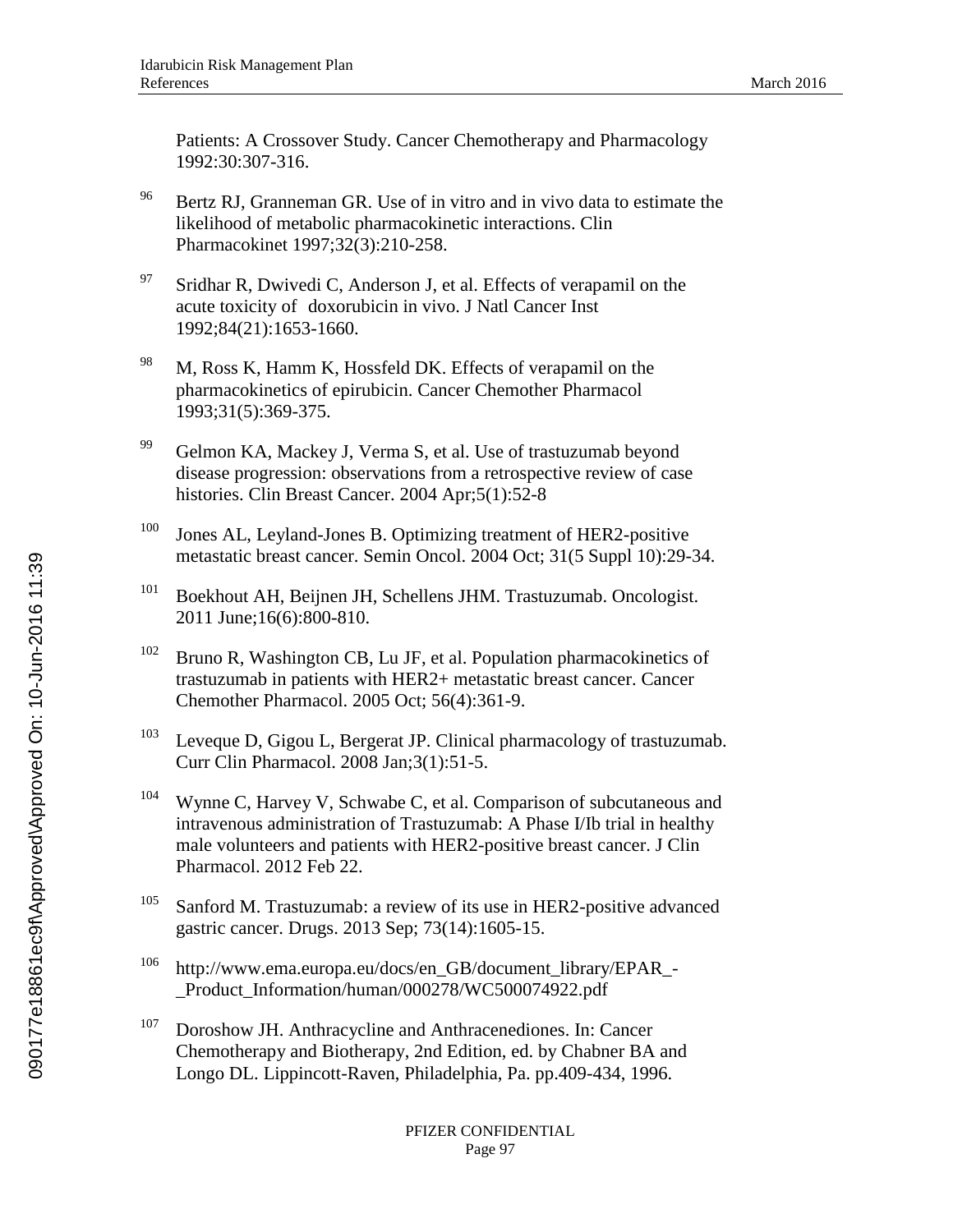Patients: A Crossover Study. Cancer Chemotherapy and Pharmacology 1992:30:307-316.

[96] Bertz RJ, Granneman GR. Use of in vitro and in vivo data to estimate the likelihood of metabolic pharmacokinetic interactions. Clin Pharmacokinet 1997;32(3):210-258.

[97] Sridhar R, Dwivedi C, Anderson J, et al. Effects of verapamil on the acute toxicity of doxorubicin in vivo. J Natl Cancer Inst 1992;84(21):1653-1660.

[98] M, Ross K, Hamm K, Hossfeld DK. Effects of verapamil on the pharmacokinetics of epirubicin. Cancer Chemother Pharmacol 1993;31(5):369-375.

[99] Gelmon KA, Mackey J, Verma S, et al. Use of trastuzumab beyond disease progression: observations from a retrospective review of case histories. Clin Breast Cancer. 2004 Apr;5(1):52-8

[100] Jones AL, Leyland-Jones B. Optimizing treatment of HER2-positive metastatic breast cancer. Semin Oncol. 2004 Oct; 31(5 Suppl 10):29-34.

[101] Boekhout AH, Beijnen JH, Schellens JHM. Trastuzumab. Oncologist. 2011 June;16(6):800-810.

[102] Bruno R, Washington CB, Lu JF, et al. Population pharmacokinetics of trastuzumab in patients with HER2+ metastatic breast cancer. Cancer Chemother Pharmacol. 2005 Oct; 56(4):361-9.

[103] Leveque D, Gigou L, Bergerat JP. Clinical pharmacology of trastuzumab. Curr Clin Pharmacol. 2008 Jan;3(1):51-5.

[104] Wynne C, Harvey V, Schwabe C, et al. Comparison of subcutaneous and intravenous administration of Trastuzumab: A Phase I/Ib trial in healthy male volunteers and patients with HER2-positive breast cancer. J Clin Pharmacol. 2012 Feb 22.

[105] Sanford M. Trastuzumab: a review of its use in HER2-positive advanced gastric cancer. Drugs. 2013 Sep; 73(14):1605-15.

[106] http://www.ema.europa.eu/docs/en_GB/document_library/EPAR_-_Product_Information/human/000278/WC500074922.pdf

[107] Doroshow JH. Anthracycline and Anthracenediones. In: Cancer Chemotherapy and Biotherapy, 2nd Edition, ed. by Chabner BA and Longo DL. Lippincott-Raven, Philadelphia, Pa. pp.409-434, 1996.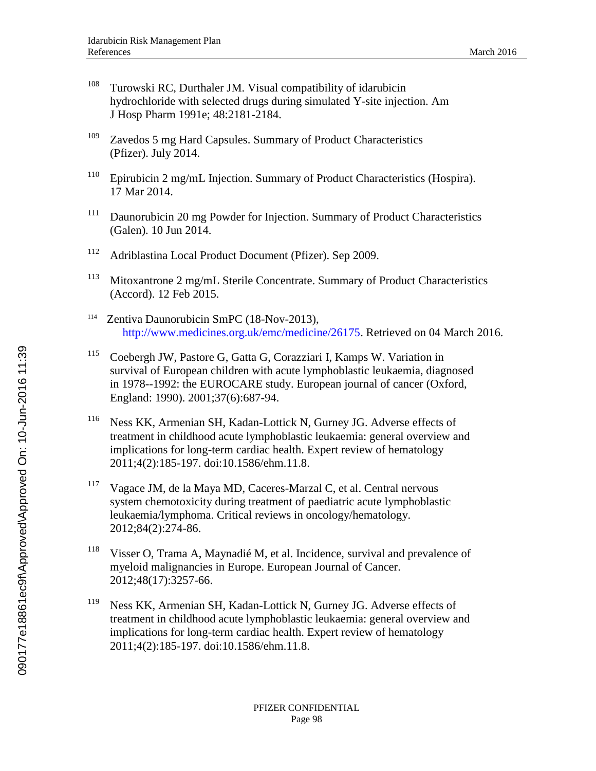108. Turowski RC, Durthaler JM. Visual compatibility of idarubicin hydrochloride with selected drugs during simulated Y-site injection. Am J Hosp Pharm 1991e; 48:2181-2184.

109. Zavedos 5 mg Hard Capsules. Summary of Product Characteristics (Pfizer). July 2014.

110. Epirubicin 2 mg/mL Injection. Summary of Product Characteristics (Hospira). 17 Mar 2014.

111. Daunorubicin 20 mg Powder for Injection. Summary of Product Characteristics (Galen). 10 Jun 2014.

112. Adriblastina Local Product Document (Pfizer). Sep 2009.

113. Mitoxantrone 2 mg/mL Sterile Concentrate. Summary of Product Characteristics (Accord). 12 Feb 2015.

114. Zentiva Daunorubicin SmPC (18-Nov-2013), http://www.medicines.org.uk/emc/medicine/26175. Retrieved on 04 March 2016.

115. Coebergh JW, Pastore G, Gatta G, Corazziari I, Kamps W. Variation in survival of European children with acute lymphoblastic leukaemia, diagnosed in 1978--1992: the EUROCARE study. European journal of cancer (Oxford, England: 1990). 2001;37(6):687-94.

116. Ness KK, Armenian SH, Kadan-Lottick N, Gurney JG. Adverse effects of treatment in childhood acute lymphoblastic leukaemia: general overview and implications for long-term cardiac health. Expert review of hematology 2011;4(2):185-197. doi:10.1586/ehm.11.8.

117. Vagace JM, de la Maya MD, Caceres-Marzal C, et al. Central nervous system chemotoxicity during treatment of paediatric acute lymphoblastic leukaemia/lymphoma. Critical reviews in oncology/hematology. 2012;84(2):274-86.

118. Visser O, Trama A, Maynadié M, et al. Incidence, survival and prevalence of myeloid malignancies in Europe. European Journal of Cancer. 2012;48(17):3257-66.

119. Ness KK, Armenian SH, Kadan-Lottick N, Gurney JG. Adverse effects of treatment in childhood acute lymphoblastic leukaemia: general overview and implications for long-term cardiac health. Expert review of hematology 2011;4(2):185-197. doi:10.1586/ehm.11.8.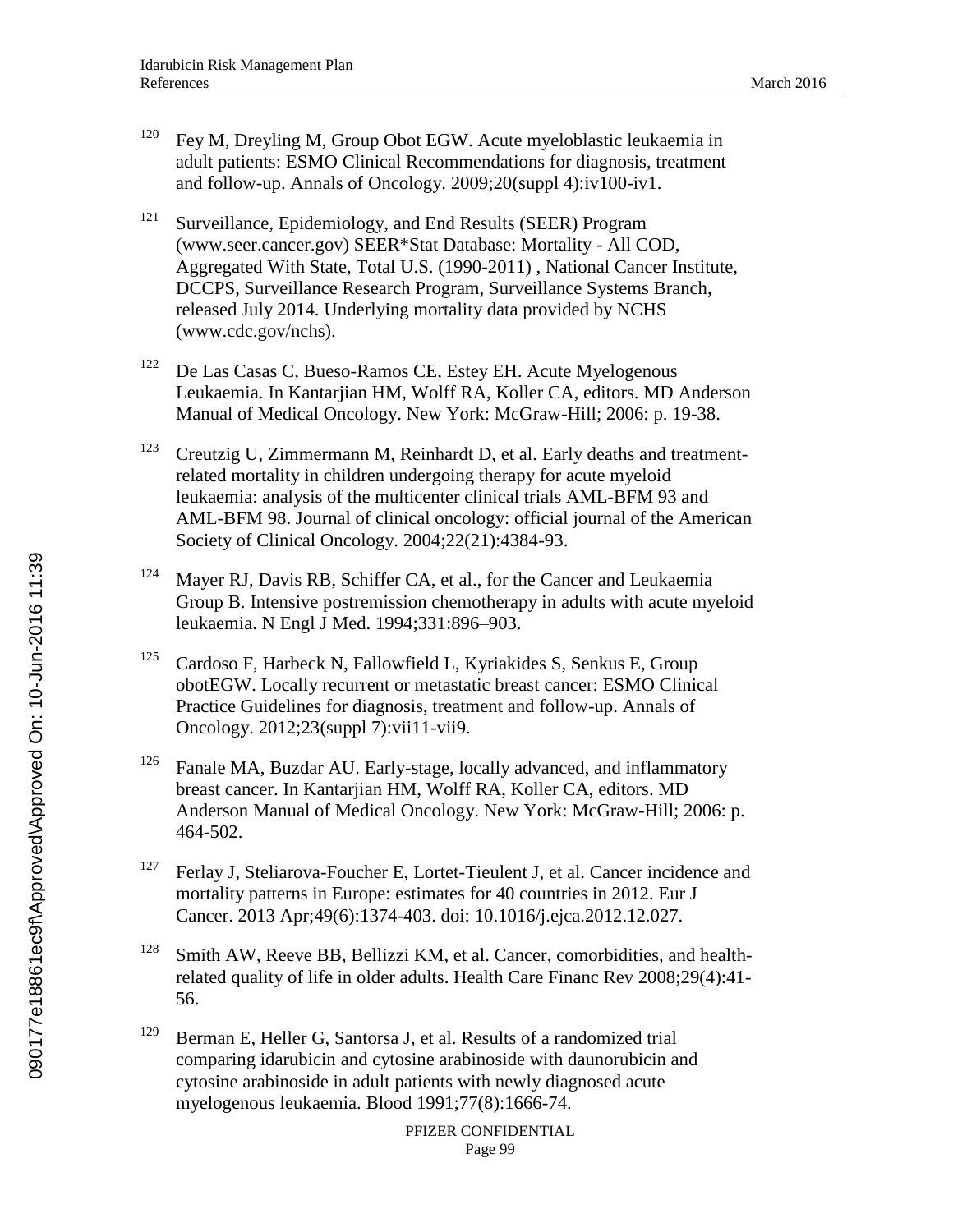120. Fey M, Dreyling M, Group Obot EGW. Acute myeloblastic leukaemia in adult patients: ESMO Clinical Recommendations for diagnosis, treatment and follow-up. Annals of Oncology. 2009;20(suppl 4):iv100-iv1.

121. Surveillance, Epidemiology, and End Results (SEER) Program (www.seer.cancer.gov) SEER*Stat Database: Mortality - All COD, Aggregated With State, Total U.S. (1990-2011) , National Cancer Institute, DCCPS, Surveillance Research Program, Surveillance Systems Branch, released July 2014. Underlying mortality data provided by NCHS (www.cdc.gov/nchs).

122. De Las Casas C, Bueso-Ramos CE, Estey EH. Acute Myelogenous Leukaemia. In Kantarjian HM, Wolff RA, Koller CA, editors. MD Anderson Manual of Medical Oncology. New York: McGraw-Hill; 2006: p. 19-38.

123. Creutzig U, Zimmermann M, Reinhardt D, et al. Early deaths and treatment-related mortality in children undergoing therapy for acute myeloid leukaemia: analysis of the multicenter clinical trials AML-BFM 93 and AML-BFM 98. Journal of clinical oncology: official journal of the American Society of Clinical Oncology. 2004;22(21):4384-93.

124. Mayer RJ, Davis RB, Schiffer CA, et al., for the Cancer and Leukaemia Group B. Intensive postremission chemotherapy in adults with acute myeloid leukaemia. N Engl J Med. 1994;331:896–903.

125. Cardoso F, Harbeck N, Fallowfield L, Kyriakides S, Senkus E, Group obotEGW. Locally recurrent or metastatic breast cancer: ESMO Clinical Practice Guidelines for diagnosis, treatment and follow-up. Annals of Oncology. 2012;23(suppl 7):vii11-vii9.

126. Fanale MA, Buzdar AU. Early-stage, locally advanced, and inflammatory breast cancer. In Kantarjian HM, Wolff RA, Koller CA, editors. MD Anderson Manual of Medical Oncology. New York: McGraw-Hill; 2006: p. 464-502.

127. Ferlay J, Steliarova-Foucher E, Lortet-Tieulent J, et al. Cancer incidence and mortality patterns in Europe: estimates for 40 countries in 2012. Eur J Cancer. 2013 Apr;49(6):1374-403. doi: 10.1016/j.ejca.2012.12.027.

128. Smith AW, Reeve BB, Bellizzi KM, et al. Cancer, comorbidities, and health-related quality of life in older adults. Health Care Financ Rev 2008;29(4):41-56.

129. Berman E, Heller G, Santorsa J, et al. Results of a randomized trial comparing idarubicin and cytosine arabinoside with daunorubicin and cytosine arabinoside in adult patients with newly diagnosed acute myelogenous leukaemia. Blood 1991;77(8):1666-74.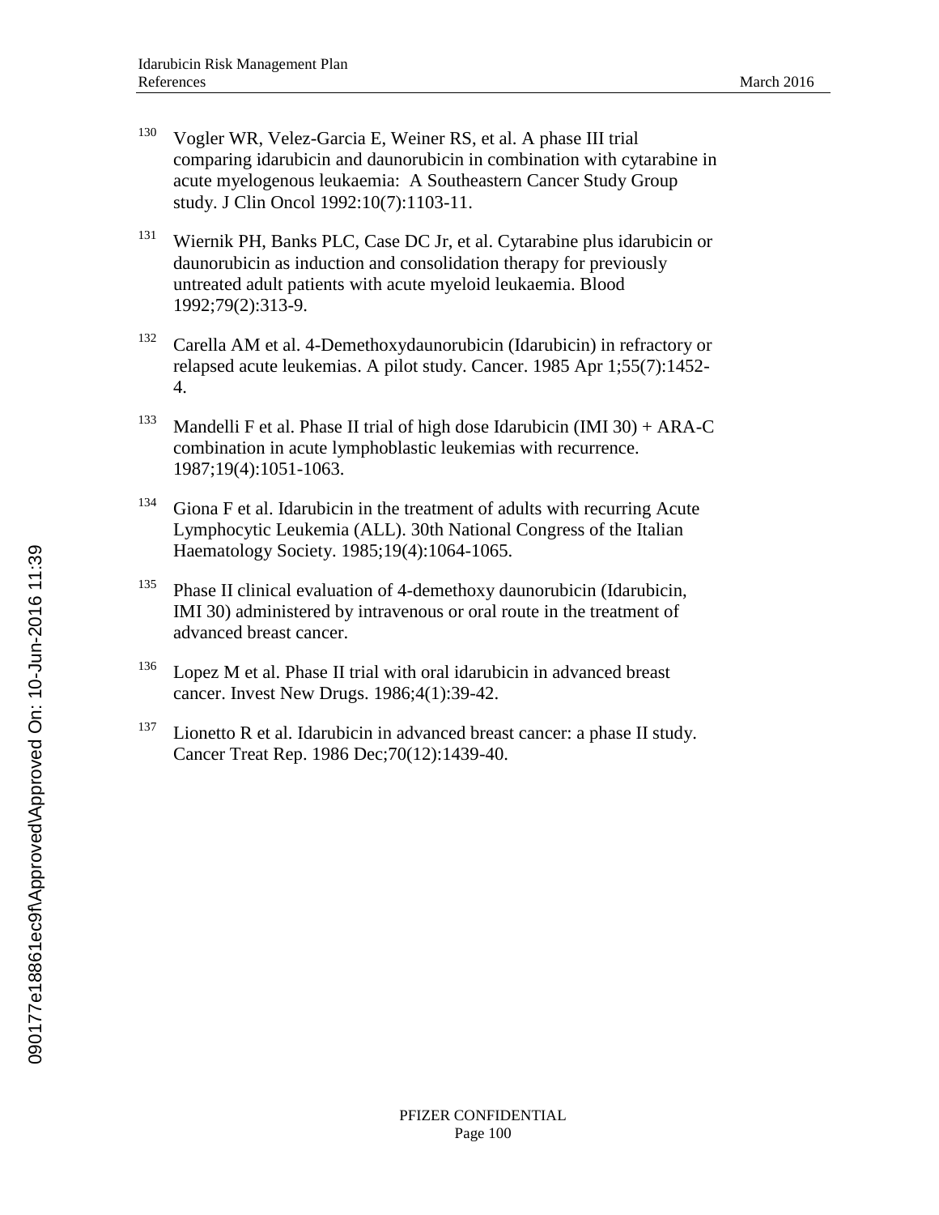[130] Vogler WR, Velez-Garcia E, Weiner RS, et al. A phase III trial comparing idarubicin and daunorubicin in combination with cytarabine in acute myelogenous leukaemia: A Southeastern Cancer Study Group study. J Clin Oncol 1992:10(7):1103-11.

[131] Wiernik PH, Banks PLC, Case DC Jr, et al. Cytarabine plus idarubicin or daunorubicin as induction and consolidation therapy for previously untreated adult patients with acute myeloid leukaemia. Blood 1992;79(2):313-9.

[132] Carella AM et al. 4-Demethoxydaunorubicin (Idarubicin) in refractory or relapsed acute leukemias. A pilot study. Cancer. 1985 Apr 1;55(7):1452-4.

[133] Mandelli F et al. Phase II trial of high dose Idarubicin (IMI 30) + ARA-C combination in acute lymphoblastic leukemias with recurrence. 1987;19(4):1051-1063.

[134] Giona F et al. Idarubicin in the treatment of adults with recurring Acute Lymphocytic Leukemia (ALL). 30th National Congress of the Italian Haematology Society. 1985;19(4):1064-1065.

[135] Phase II clinical evaluation of 4-demethoxy daunorubicin (Idarubicin, IMI 30) administered by intravenous or oral route in the treatment of advanced breast cancer.

[136] Lopez M et al. Phase II trial with oral idarubicin in advanced breast cancer. Invest New Drugs. 1986;4(1):39-42.

[137] Lionetto R et al. Idarubicin in advanced breast cancer: a phase II study. Cancer Treat Rep. 1986 Dec;70(12):1439-40.